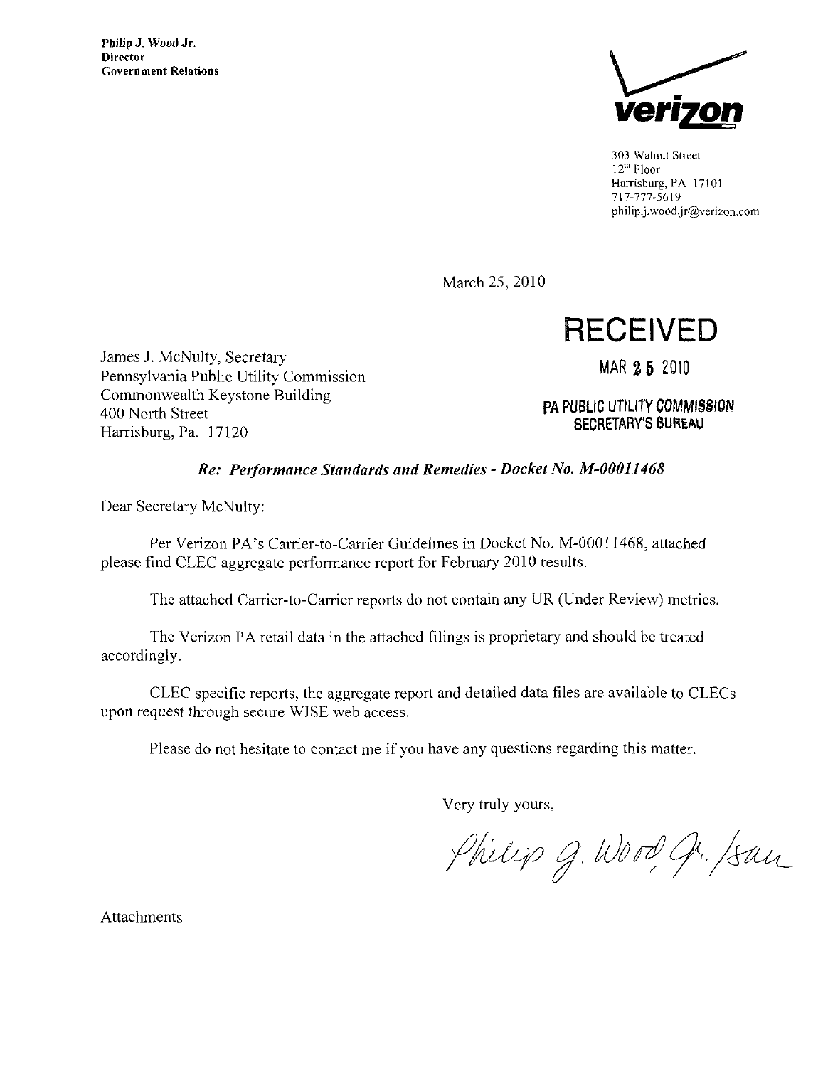**Philip J. Wood Jr.**
**Director**
**Government Relations**

verizon

303 Walnut Street
12th Floor
Harrisburg, PA 17101
717-777-5619
philip.j.wood.jr@verizon.com

March 25, 2010

**RECEIVED**

**MAR 25 2010**

**PA PUBLIC UTILITY COMMISSION**
**SECRETARY'S BUREAU**

James J. McNulty, Secretary
Pennsylvania Public Utility Commission
Commonwealth Keystone Building
400 North Street
Harrisburg, Pa. 17120

***Re: Performance Standards and Remedies - Docket No. M-00011468***

Dear Secretary McNulty:

Per Verizon PA's Carrier-to-Carrier Guidelines in Docket No. M-00011468, attached please find CLEC aggregate performance report for February 2010 results.

The attached Carrier-to-Carrier reports do not contain any UR (Under Review) metrics.

The Verizon PA retail data in the attached filings is proprietary and should be treated accordingly.

CLEC specific reports, the aggregate report and detailed data files are available to CLECs upon request through secure WISE web access.

Please do not hesitate to contact me if you have any questions regarding this matter.

Very truly yours,

Philip J. Wood Jr. /san

Attachments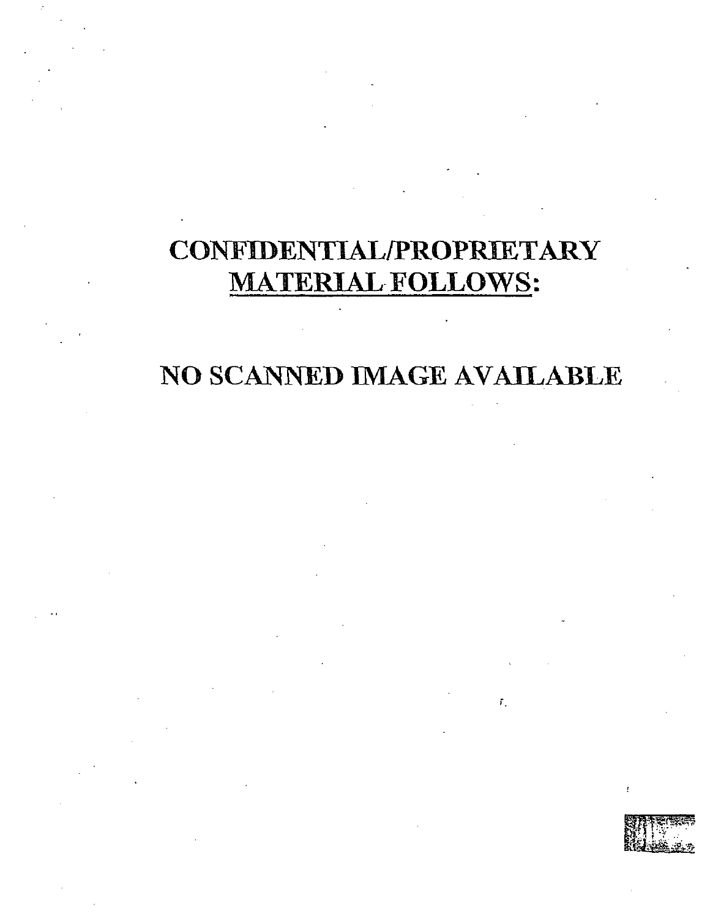**CONFIDENTIAL/PROPRIETARY**
**<u>MATERIAL FOLLOWS:</u>**

**NO SCANNED IMAGE AVAILABLE**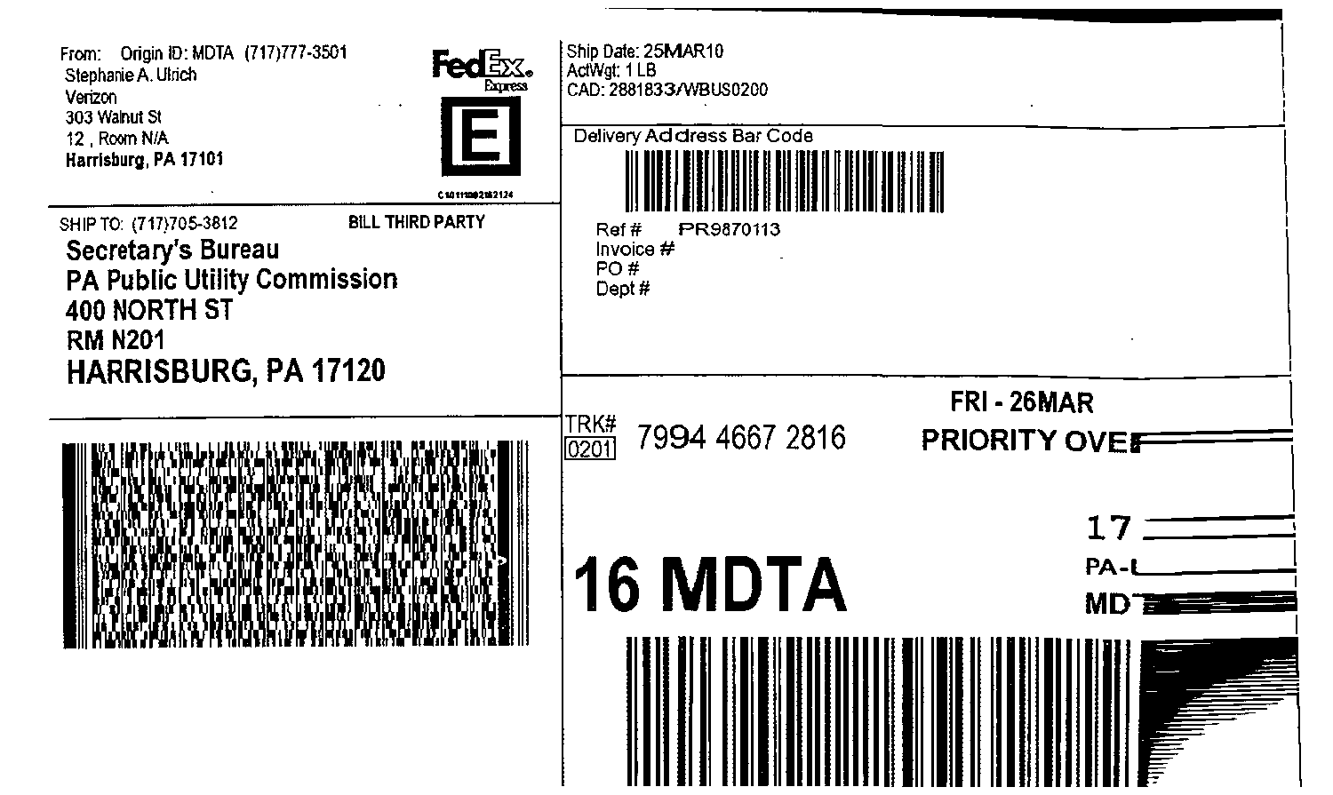From: Origin ID: MDTA (717)777-3501
Stephanie A. Ulrich
Verizon
303 Walnut St
12 , Room N/A
**Harrisburg, PA 17101**

FedEx Express

E

C1011180262124

Ship Date: 25MAR10
ActWgt: 1 LB
CAD: 2881833/WBUS0200

SHIP TO: (717)705-3812 **BILL THIRD PARTY**

**Secretary's Bureau**
**PA Public Utility Commission**
**400 NORTH ST**
**RM N201**
**HARRISBURG, PA 17120**

Delivery Address Bar Code

Ref # PR9870113
Invoice #
PO #
Dept #

TRK# 0201 7994 4667 2816

**FRI - 26MAR**
**PRIORITY OVE**

**17**
**PA-**
**MD**

**16 MDTA**